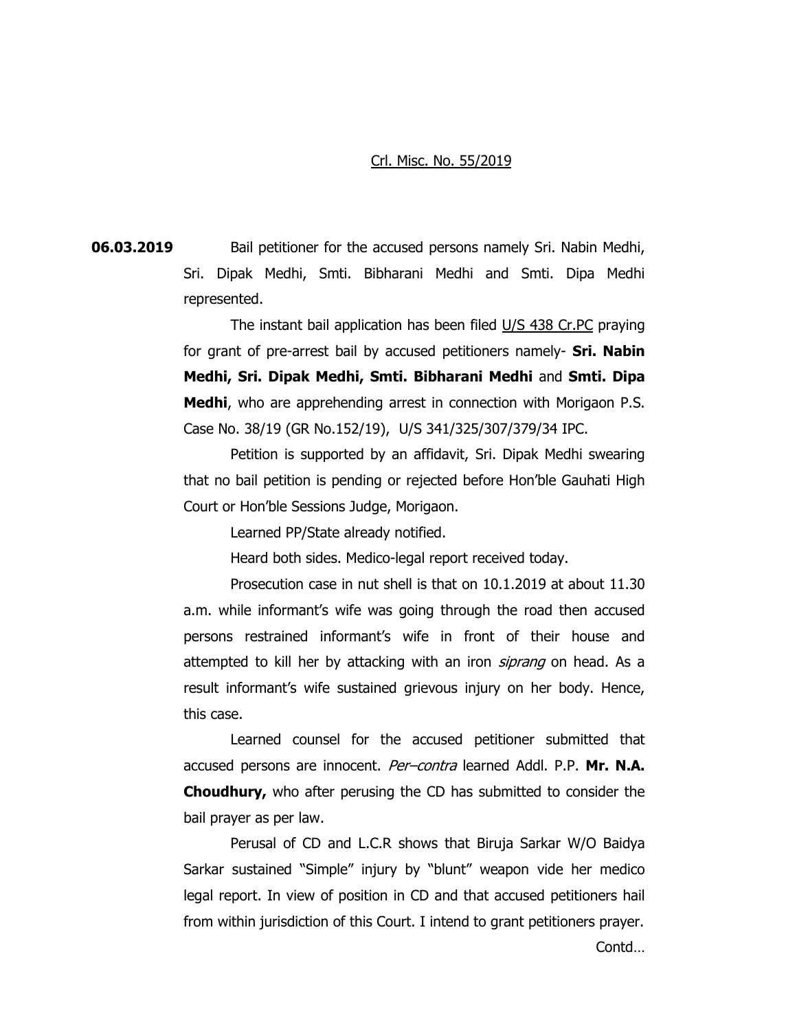<u>Crl. Misc. No. 55/2019</u>

**06.03.2019** Bail petitioner for the accused persons namely Sri. Nabin Medhi, Sri. Dipak Medhi, Smti. Bibharani Medhi and Smti. Dipa Medhi represented.

The instant bail application has been filed <u>U/S 438 Cr.PC</u> praying for grant of pre-arrest bail by accused petitioners namely- **Sri. Nabin Medhi, Sri. Dipak Medhi, Smti. Bibharani Medhi** and **Smti. Dipa Medhi**, who are apprehending arrest in connection with Morigaon P.S. Case No. 38/19 (GR No.152/19), U/S 341/325/307/379/34 IPC.

Petition is supported by an affidavit, Sri. Dipak Medhi swearing that no bail petition is pending or rejected before Hon'ble Gauhati High Court or Hon'ble Sessions Judge, Morigaon.

Learned PP/State already notified.

Heard both sides. Medico-legal report received today.

Prosecution case in nut shell is that on 10.1.2019 at about 11.30 a.m. while informant's wife was going through the road then accused persons restrained informant's wife in front of their house and attempted to kill her by attacking with an iron *siprang* on head. As a result informant's wife sustained grievous injury on her body. Hence, this case.

Learned counsel for the accused petitioner submitted that accused persons are innocent. *Per–contra* learned Addl. P.P. **Mr. N.A. Choudhury,** who after perusing the CD has submitted to consider the bail prayer as per law.

Perusal of CD and L.C.R shows that Biruja Sarkar W/O Baidya Sarkar sustained "Simple" injury by "blunt" weapon vide her medico legal report. In view of position in CD and that accused petitioners hail from within jurisdiction of this Court. I intend to grant petitioners prayer.

Contd…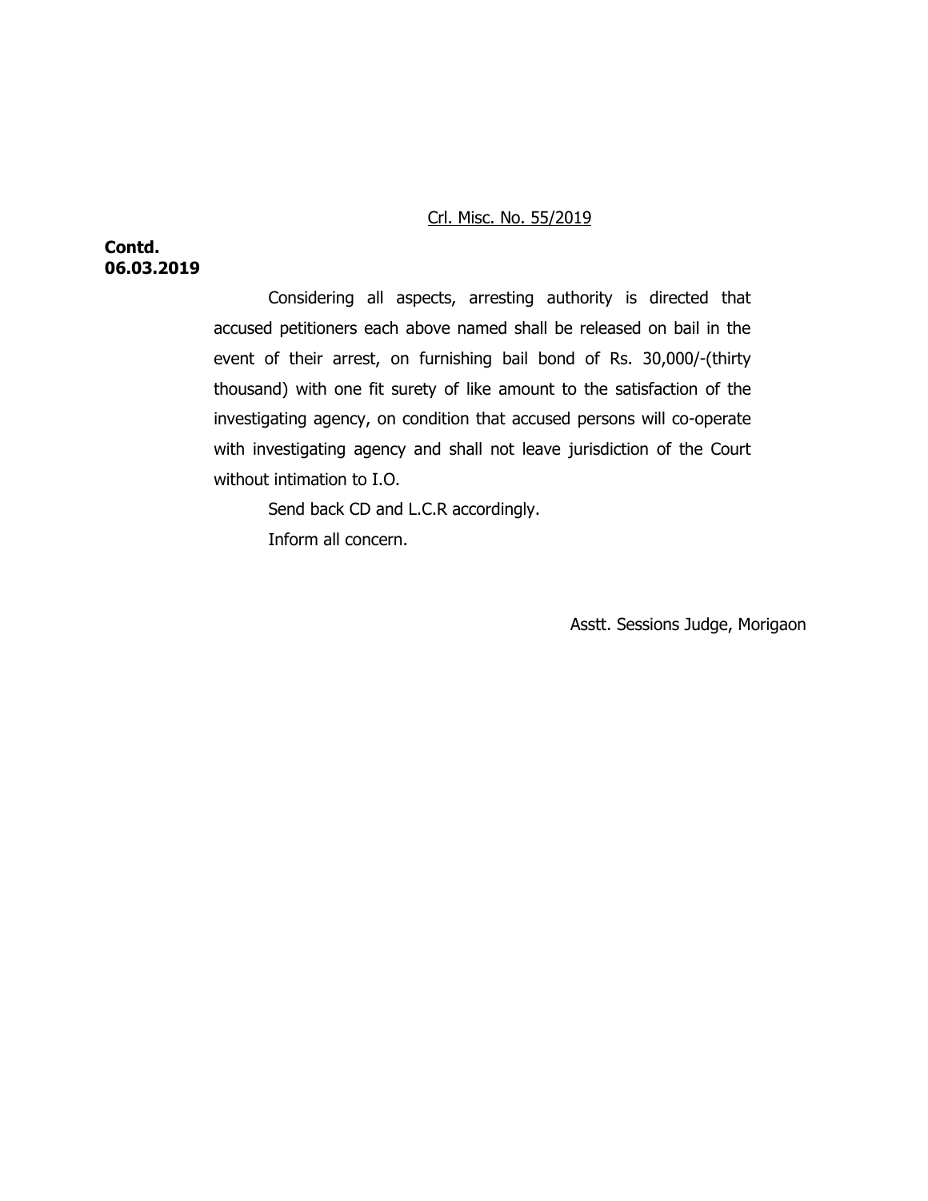Crl. Misc. No. 55/2019

**Contd.**
**06.03.2019**

Considering all aspects, arresting authority is directed that accused petitioners each above named shall be released on bail in the event of their arrest, on furnishing bail bond of Rs. 30,000/-(thirty thousand) with one fit surety of like amount to the satisfaction of the investigating agency, on condition that accused persons will co-operate with investigating agency and shall not leave jurisdiction of the Court without intimation to I.O.

Send back CD and L.C.R accordingly.

Inform all concern.

Asstt. Sessions Judge, Morigaon